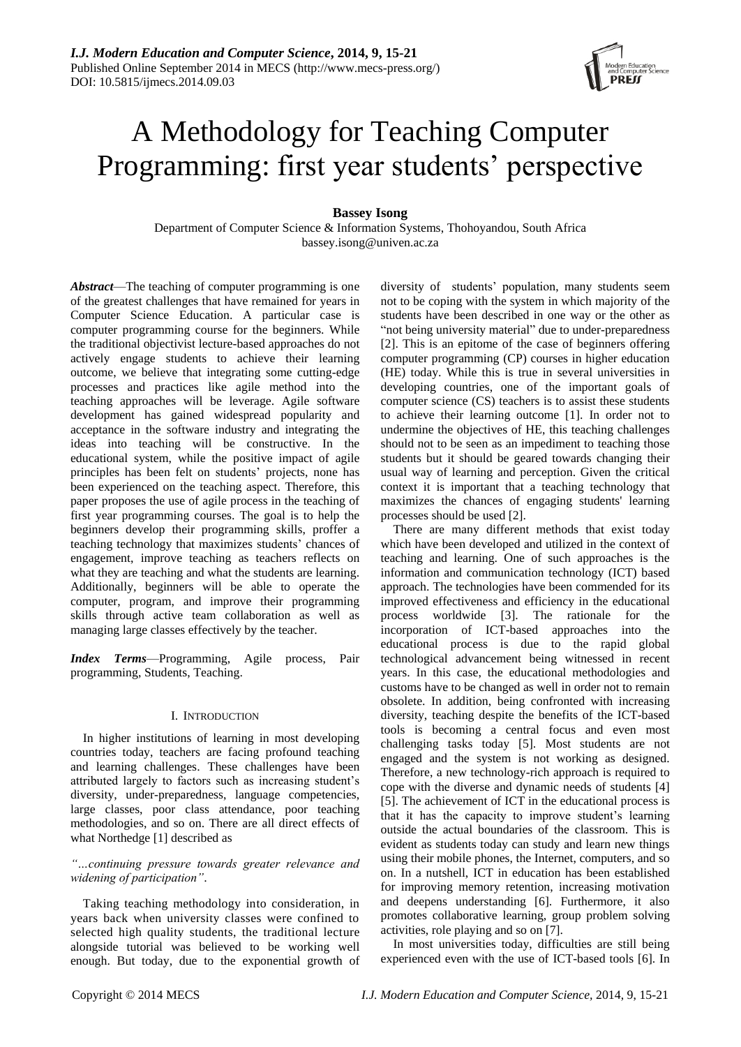# A Methodology for Teaching Computer Programming: first year students' perspective

**Bassey Isong**

Department of Computer Science & Information Systems, Thohoyandou, South Africa
bassey.isong@univen.ac.za

***Abstract***—The teaching of computer programming is one of the greatest challenges that have remained for years in Computer Science Education. A particular case is computer programming course for the beginners. While the traditional objectivist lecture-based approaches do not actively engage students to achieve their learning outcome, we believe that integrating some cutting-edge processes and practices like agile method into the teaching approaches will be leverage. Agile software development has gained widespread popularity and acceptance in the software industry and integrating the ideas into teaching will be constructive. In the educational system, while the positive impact of agile principles has been felt on students' projects, none has been experienced on the teaching aspect. Therefore, this paper proposes the use of agile process in the teaching of first year programming courses. The goal is to help the beginners develop their programming skills, proffer a teaching technology that maximizes students' chances of engagement, improve teaching as teachers reflects on what they are teaching and what the students are learning. Additionally, beginners will be able to operate the computer, program, and improve their programming skills through active team collaboration as well as managing large classes effectively by the teacher.

***Index Terms***—Programming, Agile process, Pair programming, Students, Teaching.

## I. Introduction

In higher institutions of learning in most developing countries today, teachers are facing profound teaching and learning challenges. These challenges have been attributed largely to factors such as increasing student's diversity, under-preparedness, language competencies, large classes, poor class attendance, poor teaching methodologies, and so on. There are all direct effects of what Northedge [1] described as

*"…continuing pressure towards greater relevance and widening of participation"*.

Taking teaching methodology into consideration, in years back when university classes were confined to selected high quality students, the traditional lecture alongside tutorial was believed to be working well enough. But today, due to the exponential growth of diversity of students' population, many students seem not to be coping with the system in which majority of the students have been described in one way or the other as "not being university material" due to under-preparedness [2]. This is an epitome of the case of beginners offering computer programming (CP) courses in higher education (HE) today. While this is true in several universities in developing countries, one of the important goals of computer science (CS) teachers is to assist these students to achieve their learning outcome [1]. In order not to undermine the objectives of HE, this teaching challenges should not to be seen as an impediment to teaching those students but it should be geared towards changing their usual way of learning and perception. Given the critical context it is important that a teaching technology that maximizes the chances of engaging students' learning processes should be used [2].

There are many different methods that exist today which have been developed and utilized in the context of teaching and learning. One of such approaches is the information and communication technology (ICT) based approach. The technologies have been commended for its improved effectiveness and efficiency in the educational process worldwide [3]. The rationale for the incorporation of ICT-based approaches into the educational process is due to the rapid global technological advancement being witnessed in recent years. In this case, the educational methodologies and customs have to be changed as well in order not to remain obsolete. In addition, being confronted with increasing diversity, teaching despite the benefits of the ICT-based tools is becoming a central focus and even most challenging tasks today [5]. Most students are not engaged and the system is not working as designed. Therefore, a new technology-rich approach is required to cope with the diverse and dynamic needs of students [4] [5]. The achievement of ICT in the educational process is that it has the capacity to improve student's learning outside the actual boundaries of the classroom. This is evident as students today can study and learn new things using their mobile phones, the Internet, computers, and so on. In a nutshell, ICT in education has been established for improving memory retention, increasing motivation and deepens understanding [6]. Furthermore, it also promotes collaborative learning, group problem solving activities, role playing and so on [7].

In most universities today, difficulties are still being experienced even with the use of ICT-based tools [6]. In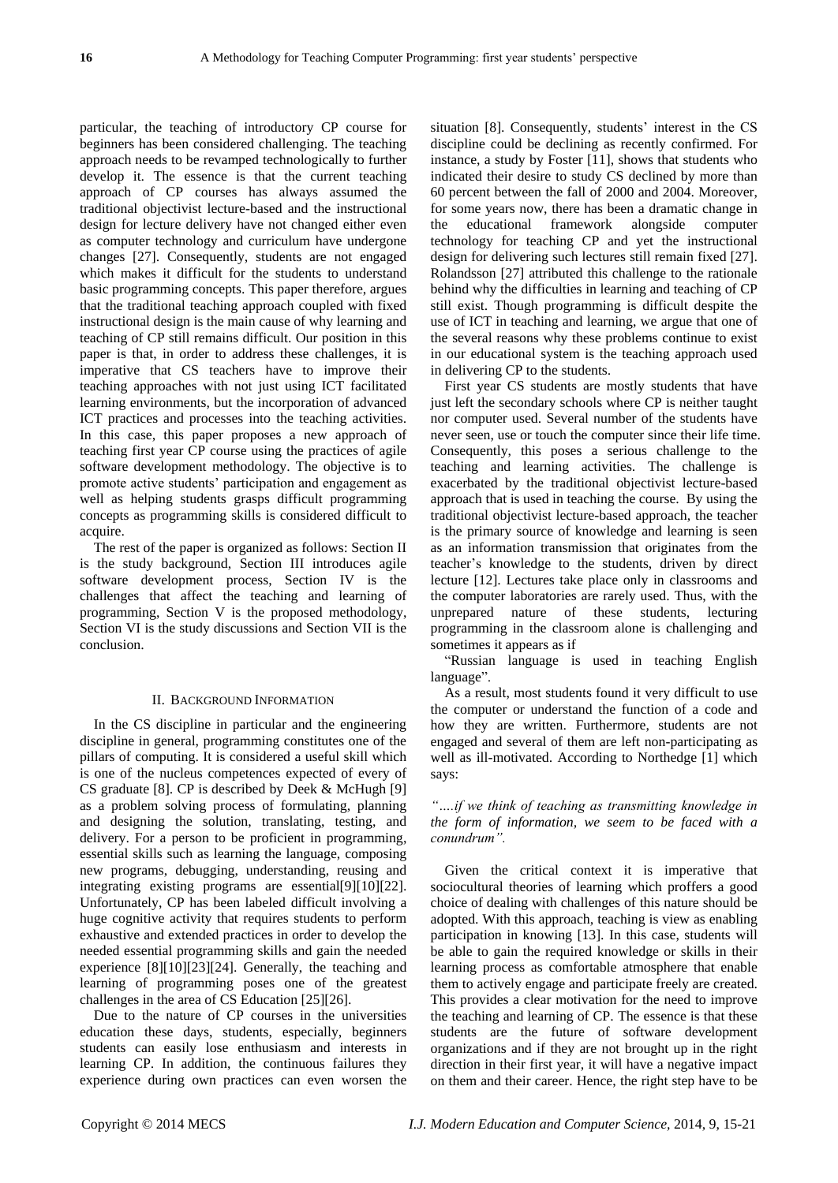particular, the teaching of introductory CP course for beginners has been considered challenging. The teaching approach needs to be revamped technologically to further develop it. The essence is that the current teaching approach of CP courses has always assumed the traditional objectivist lecture-based and the instructional design for lecture delivery have not changed either even as computer technology and curriculum have undergone changes [27]. Consequently, students are not engaged which makes it difficult for the students to understand basic programming concepts. This paper therefore, argues that the traditional teaching approach coupled with fixed instructional design is the main cause of why learning and teaching of CP still remains difficult. Our position in this paper is that, in order to address these challenges, it is imperative that CS teachers have to improve their teaching approaches with not just using ICT facilitated learning environments, but the incorporation of advanced ICT practices and processes into the teaching activities. In this case, this paper proposes a new approach of teaching first year CP course using the practices of agile software development methodology. The objective is to promote active students' participation and engagement as well as helping students grasps difficult programming concepts as programming skills is considered difficult to acquire.

The rest of the paper is organized as follows: Section II is the study background, Section III introduces agile software development process, Section IV is the challenges that affect the teaching and learning of programming, Section V is the proposed methodology, Section VI is the study discussions and Section VII is the conclusion.

## II. Background Information

In the CS discipline in particular and the engineering discipline in general, programming constitutes one of the pillars of computing. It is considered a useful skill which is one of the nucleus competences expected of every of CS graduate [8]. CP is described by Deek & McHugh [9] as a problem solving process of formulating, planning and designing the solution, translating, testing, and delivery. For a person to be proficient in programming, essential skills such as learning the language, composing new programs, debugging, understanding, reusing and integrating existing programs are essential[9][10][22]. Unfortunately, CP has been labeled difficult involving a huge cognitive activity that requires students to perform exhaustive and extended practices in order to develop the needed essential programming skills and gain the needed experience [8][10][23][24]. Generally, the teaching and learning of programming poses one of the greatest challenges in the area of CS Education [25][26].

Due to the nature of CP courses in the universities education these days, students, especially, beginners students can easily lose enthusiasm and interests in learning CP. In addition, the continuous failures they experience during own practices can even worsen the situation [8]. Consequently, students' interest in the CS discipline could be declining as recently confirmed. For instance, a study by Foster [11], shows that students who indicated their desire to study CS declined by more than 60 percent between the fall of 2000 and 2004. Moreover, for some years now, there has been a dramatic change in the educational framework alongside computer technology for teaching CP and yet the instructional design for delivering such lectures still remain fixed [27]. Rolandsson [27] attributed this challenge to the rationale behind why the difficulties in learning and teaching of CP still exist. Though programming is difficult despite the use of ICT in teaching and learning, we argue that one of the several reasons why these problems continue to exist in our educational system is the teaching approach used in delivering CP to the students.

First year CS students are mostly students that have just left the secondary schools where CP is neither taught nor computer used. Several number of the students have never seen, use or touch the computer since their life time. Consequently, this poses a serious challenge to the teaching and learning activities. The challenge is exacerbated by the traditional objectivist lecture-based approach that is used in teaching the course. By using the traditional objectivist lecture-based approach, the teacher is the primary source of knowledge and learning is seen as an information transmission that originates from the teacher's knowledge to the students, driven by direct lecture [12]. Lectures take place only in classrooms and the computer laboratories are rarely used. Thus, with the unprepared nature of these students, lecturing programming in the classroom alone is challenging and sometimes it appears as if

"Russian language is used in teaching English language".

As a result, most students found it very difficult to use the computer or understand the function of a code and how they are written. Furthermore, students are not engaged and several of them are left non-participating as well as ill-motivated. According to Northedge [1] which says:

*"….if we think of teaching as transmitting knowledge in the form of information, we seem to be faced with a conundrum".*

Given the critical context it is imperative that sociocultural theories of learning which proffers a good choice of dealing with challenges of this nature should be adopted. With this approach, teaching is view as enabling participation in knowing [13]. In this case, students will be able to gain the required knowledge or skills in their learning process as comfortable atmosphere that enable them to actively engage and participate freely are created. This provides a clear motivation for the need to improve the teaching and learning of CP. The essence is that these students are the future of software development organizations and if they are not brought up in the right direction in their first year, it will have a negative impact on them and their career. Hence, the right step have to be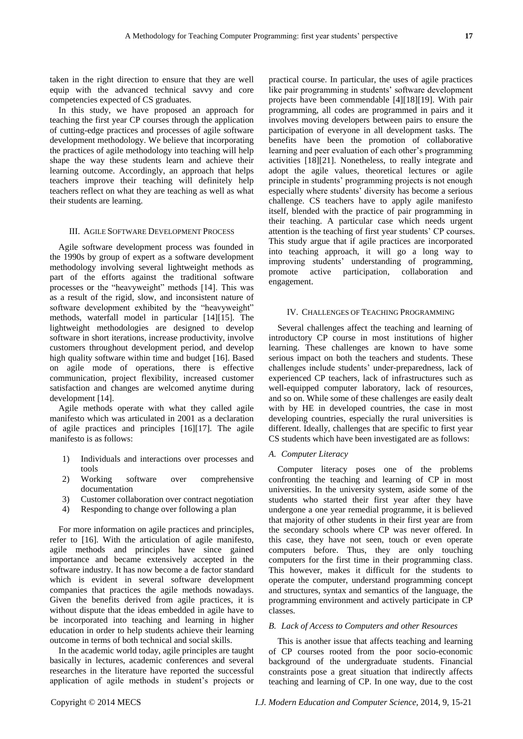taken in the right direction to ensure that they are well equip with the advanced technical savvy and core competencies expected of CS graduates.

In this study, we have proposed an approach for teaching the first year CP courses through the application of cutting-edge practices and processes of agile software development methodology. We believe that incorporating the practices of agile methodology into teaching will help shape the way these students learn and achieve their learning outcome. Accordingly, an approach that helps teachers improve their teaching will definitely help teachers reflect on what they are teaching as well as what their students are learning.

## III. Agile Software Development Process

Agile software development process was founded in the 1990s by group of expert as a software development methodology involving several lightweight methods as part of the efforts against the traditional software processes or the "heavyweight" methods [14]. This was as a result of the rigid, slow, and inconsistent nature of software development exhibited by the "heavyweight" methods, waterfall model in particular [14][15]. The lightweight methodologies are designed to develop software in short iterations, increase productivity, involve customers throughout development period, and develop high quality software within time and budget [16]. Based on agile mode of operations, there is effective communication, project flexibility, increased customer satisfaction and changes are welcomed anytime during development [14].

Agile methods operate with what they called agile manifesto which was articulated in 2001 as a declaration of agile practices and principles [16][17]. The agile manifesto is as follows:

1) Individuals and interactions over processes and tools
2) Working software over comprehensive documentation
3) Customer collaboration over contract negotiation
4) Responding to change over following a plan

For more information on agile practices and principles, refer to [16]. With the articulation of agile manifesto, agile methods and principles have since gained importance and became extensively accepted in the software industry. It has now become a de factor standard which is evident in several software development companies that practices the agile methods nowadays. Given the benefits derived from agile practices, it is without dispute that the ideas embedded in agile have to be incorporated into teaching and learning in higher education in order to help students achieve their learning outcome in terms of both technical and social skills.

In the academic world today, agile principles are taught basically in lectures, academic conferences and several researches in the literature have reported the successful application of agile methods in student's projects or practical course. In particular, the uses of agile practices like pair programming in students' software development projects have been commendable [4][18][19]. With pair programming, all codes are programmed in pairs and it involves moving developers between pairs to ensure the participation of everyone in all development tasks. The benefits have been the promotion of collaborative learning and peer evaluation of each other's programming activities [18][21]. Nonetheless, to really integrate and adopt the agile values, theoretical lectures or agile principle in students' programming projects is not enough especially where students' diversity has become a serious challenge. CS teachers have to apply agile manifesto itself, blended with the practice of pair programming in their teaching. A particular case which needs urgent attention is the teaching of first year students' CP courses. This study argue that if agile practices are incorporated into teaching approach, it will go a long way to improving students' understanding of programming, promote active participation, collaboration and engagement.

## IV. Challenges of Teaching Programming

Several challenges affect the teaching and learning of introductory CP course in most institutions of higher learning. These challenges are known to have some serious impact on both the teachers and students. These challenges include students' under-preparedness, lack of experienced CP teachers, lack of infrastructures such as well-equipped computer laboratory, lack of resources, and so on. While some of these challenges are easily dealt with by HE in developed countries, the case in most developing countries, especially the rural universities is different. Ideally, challenges that are specific to first year CS students which have been investigated are as follows:

### *A. Computer Literacy*

Computer literacy poses one of the problems confronting the teaching and learning of CP in most universities. In the university system, aside some of the students who started their first year after they have undergone a one year remedial programme, it is believed that majority of other students in their first year are from the secondary schools where CP was never offered. In this case, they have not seen, touch or even operate computers before. Thus, they are only touching computers for the first time in their programming class. This however, makes it difficult for the students to operate the computer, understand programming concept and structures, syntax and semantics of the language, the programming environment and actively participate in CP classes.

### *B. Lack of Access to Computers and other Resources*

This is another issue that affects teaching and learning of CP courses rooted from the poor socio-economic background of the undergraduate students. Financial constraints pose a great situation that indirectly affects teaching and learning of CP. In one way, due to the cost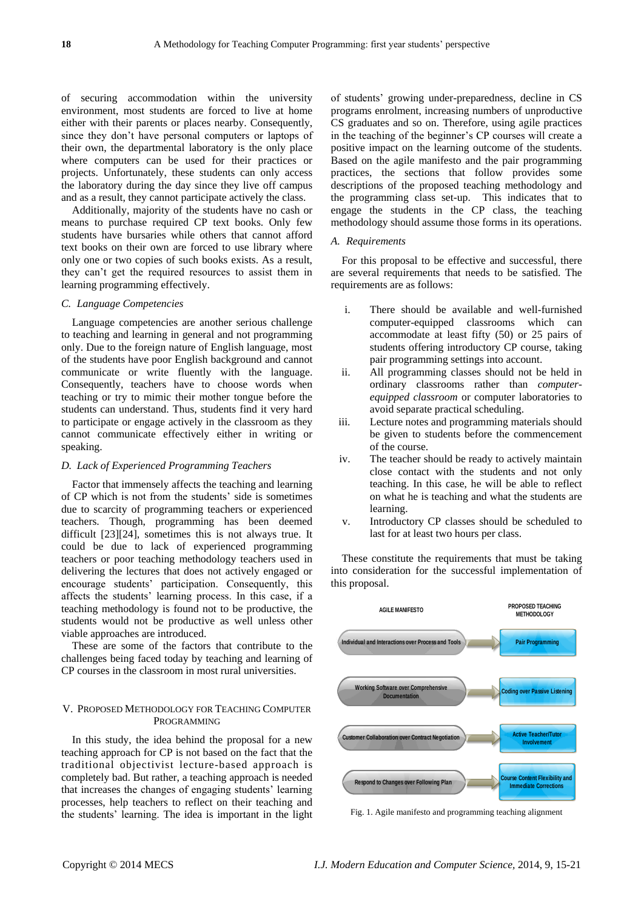of securing accommodation within the university environment, most students are forced to live at home either with their parents or places nearby. Consequently, since they don't have personal computers or laptops of their own, the departmental laboratory is the only place where computers can be used for their practices or projects. Unfortunately, these students can only access the laboratory during the day since they live off campus and as a result, they cannot participate actively the class.

Additionally, majority of the students have no cash or means to purchase required CP text books. Only few students have bursaries while others that cannot afford text books on their own are forced to use library where only one or two copies of such books exists. As a result, they can't get the required resources to assist them in learning programming effectively.

### C. Language Competencies

Language competencies are another serious challenge to teaching and learning in general and not programming only. Due to the foreign nature of English language, most of the students have poor English background and cannot communicate or write fluently with the language. Consequently, teachers have to choose words when teaching or try to mimic their mother tongue before the students can understand. Thus, students find it very hard to participate or engage actively in the classroom as they cannot communicate effectively either in writing or speaking.

### D. Lack of Experienced Programming Teachers

Factor that immensely affects the teaching and learning of CP which is not from the students' side is sometimes due to scarcity of programming teachers or experienced teachers. Though, programming has been deemed difficult [23][24], sometimes this is not always true. It could be due to lack of experienced programming teachers or poor teaching methodology teachers used in delivering the lectures that does not actively engaged or encourage students' participation. Consequently, this affects the students' learning process. In this case, if a teaching methodology is found not to be productive, the students would not be productive as well unless other viable approaches are introduced.

These are some of the factors that contribute to the challenges being faced today by teaching and learning of CP courses in the classroom in most rural universities.

## V. Proposed Methodology for Teaching Computer Programming

In this study, the idea behind the proposal for a new teaching approach for CP is not based on the fact that the traditional objectivist lecture-based approach is completely bad. But rather, a teaching approach is needed that increases the changes of engaging students' learning processes, help teachers to reflect on their teaching and the students' learning. The idea is important in the light of students' growing under-preparedness, decline in CS programs enrolment, increasing numbers of unproductive CS graduates and so on. Therefore, using agile practices in the teaching of the beginner's CP courses will create a positive impact on the learning outcome of the students. Based on the agile manifesto and the pair programming practices, the sections that follow provides some descriptions of the proposed teaching methodology and the programming class set-up. This indicates that to engage the students in the CP class, the teaching methodology should assume those forms in its operations.

### A. Requirements

For this proposal to be effective and successful, there are several requirements that needs to be satisfied. The requirements are as follows:

1. There should be available and well-furnished computer-equipped classrooms which can accommodate at least fifty (50) or 25 pairs of students offering introductory CP course, taking pair programming settings into account.
2. All programming classes should not be held in ordinary classrooms rather than *computer-equipped classroom* or computer laboratories to avoid separate practical scheduling.
3. Lecture notes and programming materials should be given to students before the commencement of the course.
4. The teacher should be ready to actively maintain close contact with the students and not only teaching. In this case, he will be able to reflect on what he is teaching and what the students are learning.
5. Introductory CP classes should be scheduled to last for at least two hours per class.

These constitute the requirements that must be taking into consideration for the successful implementation of this proposal.

| AGILE MANIFESTO | PROPOSED TEACHING METHODOLOGY |
|---|---|
| Individual and Interactions over Process and Tools | Pair Programming |
| Working Software over Comprehensive Documentation | Coding over Passive Listening |
| Customer Collaboration over Contract Negotiation | Active Teacher/Tutor Involvement |
| Respond to Changes over Following Plan | Course Content Flexibility and Immediate Corrections |

Fig. 1. Agile manifesto and programming teaching alignment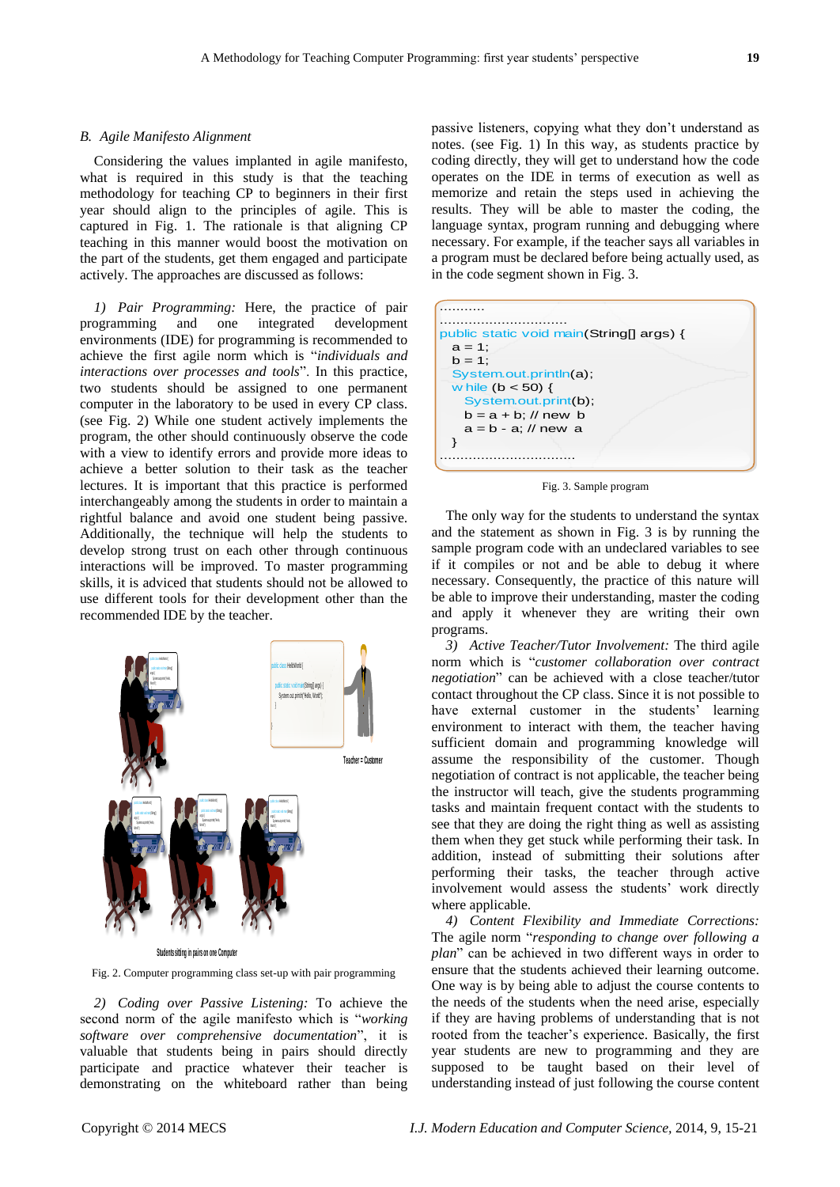### B. Agile Manifesto Alignment

Considering the values implanted in agile manifesto, what is required in this study is that the teaching methodology for teaching CP to beginners in their first year should align to the principles of agile. This is captured in Fig. 1. The rationale is that aligning CP teaching in this manner would boost the motivation on the part of the students, get them engaged and participate actively. The approaches are discussed as follows:

*1) Pair Programming:* Here, the practice of pair programming and one integrated development environments (IDE) for programming is recommended to achieve the first agile norm which is "*individuals and interactions over processes and tools*". In this practice, two students should be assigned to one permanent computer in the laboratory to be used in every CP class. (see Fig. 2) While one student actively implements the program, the other should continuously observe the code with a view to identify errors and provide more ideas to achieve a better solution to their task as the teacher lectures. It is important that this practice is performed interchangeably among the students in order to maintain a rightful balance and avoid one student being passive. Additionally, the technique will help the students to develop strong trust on each other through continuous interactions will be improved. To master programming skills, it is adviced that students should not be allowed to use different tools for their development other than the recommended IDE by the teacher.

Teacher = Customer

Students sitting in pairs on one Computer

Fig. 2. Computer programming class set-up with pair programming

*2) Coding over Passive Listening:* To achieve the second norm of the agile manifesto which is "*working software over comprehensive documentation*", it is valuable that students being in pairs should directly participate and practice whatever their teacher is demonstrating on the whiteboard rather than being passive listeners, copying what they don't understand as notes. (see Fig. 1) In this way, as students practice by coding directly, they will get to understand how the code operates on the IDE in terms of execution as well as memorize and retain the steps used in achieving the results. They will be able to master the coding, the language syntax, program running and debugging where necessary. For example, if the teacher says all variables in a program must be declared before being actually used, as in the code segment shown in Fig. 3.

```
..........
..............................
public static void main(String[] args) {
   a = 1;
   b = 1;
   System.out.println(a);
   while (b < 50) {
      System.out.print(b);
      b = a + b; // new b
      a = b - a; // new a
   }
................................
```

Fig. 3. Sample program

The only way for the students to understand the syntax and the statement as shown in Fig. 3 is by running the sample program code with an undeclared variables to see if it compiles or not and be able to debug it where necessary. Consequently, the practice of this nature will be able to improve their understanding, master the coding and apply it whenever they are writing their own programs.

*3) Active Teacher/Tutor Involvement:* The third agile norm which is "*customer collaboration over contract negotiation*" can be achieved with a close teacher/tutor contact throughout the CP class. Since it is not possible to have external customer in the students' learning environment to interact with them, the teacher having sufficient domain and programming knowledge will assume the responsibility of the customer. Though negotiation of contract is not applicable, the teacher being the instructor will teach, give the students programming tasks and maintain frequent contact with the students to see that they are doing the right thing as well as assisting them when they get stuck while performing their task. In addition, instead of submitting their solutions after performing their tasks, the teacher through active involvement would assess the students' work directly where applicable.

*4) Content Flexibility and Immediate Corrections:* The agile norm "*responding to change over following a plan*" can be achieved in two different ways in order to ensure that the students achieved their learning outcome. One way is by being able to adjust the course contents to the needs of the students when the need arise, especially if they are having problems of understanding that is not rooted from the teacher's experience. Basically, the first year students are new to programming and they are supposed to be taught based on their level of understanding instead of just following the course content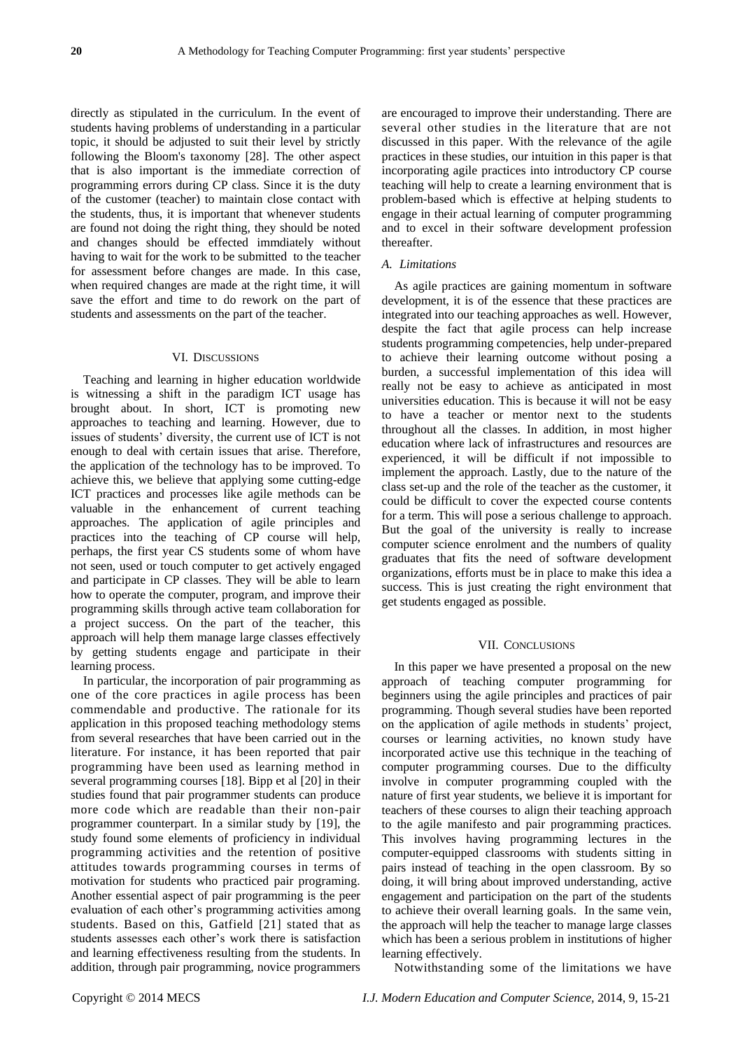directly as stipulated in the curriculum. In the event of students having problems of understanding in a particular topic, it should be adjusted to suit their level by strictly following the Bloom's taxonomy [28]. The other aspect that is also important is the immediate correction of programming errors during CP class. Since it is the duty of the customer (teacher) to maintain close contact with the students, thus, it is important that whenever students are found not doing the right thing, they should be noted and changes should be effected immdiately without having to wait for the work to be submitted to the teacher for assessment before changes are made. In this case, when required changes are made at the right time, it will save the effort and time to do rework on the part of students and assessments on the part of the teacher.

## VI. Discussions

Teaching and learning in higher education worldwide is witnessing a shift in the paradigm ICT usage has brought about. In short, ICT is promoting new approaches to teaching and learning. However, due to issues of students' diversity, the current use of ICT is not enough to deal with certain issues that arise. Therefore, the application of the technology has to be improved. To achieve this, we believe that applying some cutting-edge ICT practices and processes like agile methods can be valuable in the enhancement of current teaching approaches. The application of agile principles and practices into the teaching of CP course will help, perhaps, the first year CS students some of whom have not seen, used or touch computer to get actively engaged and participate in CP classes. They will be able to learn how to operate the computer, program, and improve their programming skills through active team collaboration for a project success. On the part of the teacher, this approach will help them manage large classes effectively by getting students engage and participate in their learning process.

In particular, the incorporation of pair programming as one of the core practices in agile process has been commendable and productive. The rationale for its application in this proposed teaching methodology stems from several researches that have been carried out in the literature. For instance, it has been reported that pair programming have been used as learning method in several programming courses [18]. Bipp et al [20] in their studies found that pair programmer students can produce more code which are readable than their non-pair programmer counterpart. In a similar study by [19], the study found some elements of proficiency in individual programming activities and the retention of positive attitudes towards programming courses in terms of motivation for students who practiced pair programing. Another essential aspect of pair programming is the peer evaluation of each other's programming activities among students. Based on this, Gatfield [21] stated that as students assesses each other's work there is satisfaction and learning effectiveness resulting from the students. In addition, through pair programming, novice programmers are encouraged to improve their understanding. There are several other studies in the literature that are not discussed in this paper. With the relevance of the agile practices in these studies, our intuition in this paper is that incorporating agile practices into introductory CP course teaching will help to create a learning environment that is problem-based which is effective at helping students to engage in their actual learning of computer programming and to excel in their software development profession thereafter.

### A. Limitations

As agile practices are gaining momentum in software development, it is of the essence that these practices are integrated into our teaching approaches as well. However, despite the fact that agile process can help increase students programming competencies, help under-prepared to achieve their learning outcome without posing a burden, a successful implementation of this idea will really not be easy to achieve as anticipated in most universities education. This is because it will not be easy to have a teacher or mentor next to the students throughout all the classes. In addition, in most higher education where lack of infrastructures and resources are experienced, it will be difficult if not impossible to implement the approach. Lastly, due to the nature of the class set-up and the role of the teacher as the customer, it could be difficult to cover the expected course contents for a term. This will pose a serious challenge to approach. But the goal of the university is really to increase computer science enrolment and the numbers of quality graduates that fits the need of software development organizations, efforts must be in place to make this idea a success. This is just creating the right environment that get students engaged as possible.

## VII. Conclusions

In this paper we have presented a proposal on the new approach of teaching computer programming for beginners using the agile principles and practices of pair programming. Though several studies have been reported on the application of agile methods in students' project, courses or learning activities, no known study have incorporated active use this technique in the teaching of computer programming courses. Due to the difficulty involve in computer programming coupled with the nature of first year students, we believe it is important for teachers of these courses to align their teaching approach to the agile manifesto and pair programming practices. This involves having programming lectures in the computer-equipped classrooms with students sitting in pairs instead of teaching in the open classroom. By so doing, it will bring about improved understanding, active engagement and participation on the part of the students to achieve their overall learning goals. In the same vein, the approach will help the teacher to manage large classes which has been a serious problem in institutions of higher learning effectively.

Notwithstanding some of the limitations we have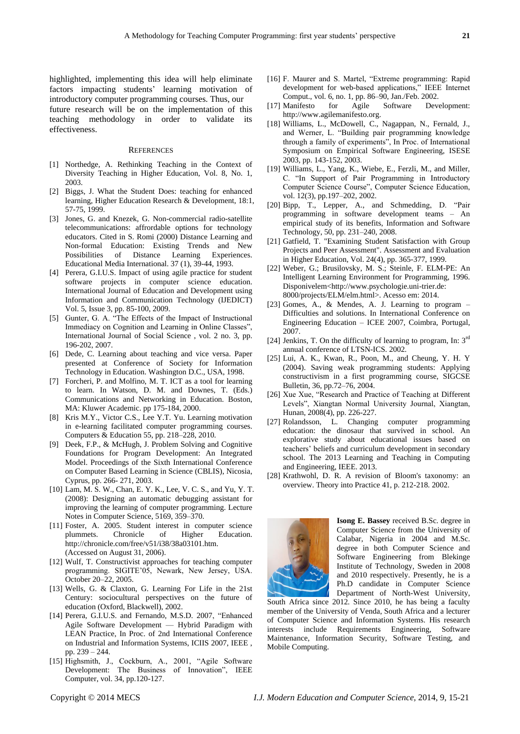highlighted, implementing this idea will help eliminate factors impacting students' learning motivation of introductory computer programming courses. Thus, our future research will be on the implementation of this teaching methodology in order to validate its effectiveness.

## References

[1] Northedge, A. Rethinking Teaching in the Context of Diversity Teaching in Higher Education, Vol. 8, No. 1, 2003.

[2] Biggs, J. What the Student Does: teaching for enhanced learning, Higher Education Research & Development, 18:1, 57-75, 1999.

[3] Jones, G. and Knezek, G. Non-commercial radio-satellite telecommunications: affrordable options for technology educators. Cited in S. Romi (2000) Distance Learning and Non-formal Education: Existing Trends and New Possibilities of Distance Learning Experiences. Educational Media International. 37 (1), 39-44, 1993.

[4] Perera, G.I.U.S. Impact of using agile practice for student software projects in computer science education. International Journal of Education and Development using Information and Communication Technology (IJEDICT) Vol. 5, Issue 3, pp. 85-100, 2009.

[5] Gunter, G. A. "The Effects of the Impact of Instructional Immediacy on Cognition and Learning in Online Classes", International Journal of Social Science , vol. 2 no. 3, pp. 196-202, 2007.

[6] Dede, C. Learning about teaching and vice versa. Paper presented at Conference of Society for Information Technology in Education. Washington D.C., USA, 1998.

[7] Forcheri, P. and Molfino, M. T. ICT as a tool for learning to learn. In Watson, D. M. and Downes, T. (Eds.) Communications and Networking in Education. Boston, MA: Kluwer Academic. pp 175-184, 2000.

[8] Kris M.Y., Victor C.S., Lee Y.T. Yu. Learning motivation in e-learning facilitated computer programming courses. Computers & Education 55, pp. 218–228, 2010.

[9] Deek, F.P., & McHugh, J. Problem Solving and Cognitive Foundations for Program Development: An Integrated Model. Proceedings of the Sixth International Conference on Computer Based Learning in Science (CBLIS), Nicosia, Cyprus, pp. 266- 271, 2003.

[10] Lam, M. S. W., Chan, E. Y. K., Lee, V. C. S., and Yu, Y. T. (2008): Designing an automatic debugging assistant for improving the learning of computer programming. Lecture Notes in Computer Science, 5169, 359–370.

[11] Foster, A. 2005. Student interest in computer science plummets. Chronicle of Higher Education. http://chronicle.com/free/v51/i38/38a03101.htm. (Accessed on August 31, 2006).

[12] Wulf, T. Constructivist approaches for teaching computer programming. SIGITE'05, Newark, New Jersey, USA. October 20–22, 2005.

[13] Wells, G. & Claxton, G. Learning For Life in the 21st Century: sociocultural perspectives on the future of education (Oxford, Blackwell), 2002.

[14] Perera, G.I.U.S. and Fernando, M.S.D. 2007, "Enhanced Agile Software Development — Hybrid Paradigm with LEAN Practice, In Proc. of 2nd International Conference on Industrial and Information Systems, ICIIS 2007, IEEE , pp. 239 – 244.

[15] Highsmith, J., Cockburn, A., 2001, "Agile Software Development: The Business of Innovation", IEEE Computer, vol. 34, pp.120-127.

[16] F. Maurer and S. Martel, "Extreme programming: Rapid development for web-based applications," IEEE Internet Comput., vol. 6, no. 1, pp. 86–90, Jan./Feb. 2002.

[17] Manifesto for Agile Software Development: http://www.agilemanifesto.org.

[18] Williams, L., McDowell, C., Nagappan, N., Fernald, J., and Werner, L. "Building pair programming knowledge through a family of experiments", In Proc. of International Symposium on Empirical Software Engineering, ISESE 2003, pp. 143-152, 2003.

[19] Williams, L., Yang, K., Wiebe, E., Ferzli, M., and Miller, C. "In Support of Pair Programming in Introductory Computer Science Course", Computer Science Education, vol. 12(3), pp.197–202, 2002.

[20] Bipp, T., Lepper, A., and Schmedding, D. "Pair programming in software development teams – An empirical study of its benefits, Information and Software Technology, 50, pp. 231–240, 2008.

[21] Gatfield, T. "Examining Student Satisfaction with Group Projects and Peer Assessment". Assessment and Evaluation in Higher Education, Vol. 24(4), pp. 365-377, 1999.

[22] Weber, G.; Brusilovsky, M. S.; Steinle, F. ELM-PE: An Intelligent Learning Environment for Programming, 1996. Disponivelem<http://www.psychologie.uni-trier.de:8000/projects/ELM/elm.html>. Acesso em: 2014.

[23] Gomes, A., & Mendes, A. J. Learning to program – Difficulties and solutions. In International Conference on Engineering Education – ICEE 2007, Coimbra, Portugal, 2007.

[24] Jenkins, T. On the difficulty of learning to program, In: 3rd annual conference of LTSN-ICS. 2002.

[25] Lui, A. K., Kwan, R., Poon, M., and Cheung, Y. H. Y (2004). Saving weak programming students: Applying constructivism in a first programming course, SIGCSE Bulletin, 36, pp.72–76, 2004.

[26] Xue Xue, "Research and Practice of Teaching at Different Levels", Xiangtan Normal University Journal, Xiangtan, Hunan, 2008(4), pp. 226-227.

[27] Rolandsson, L. Changing computer programming education: the dinosaur that survived in school. An explorative study about educational issues based on teachers' beliefs and curriculum development in secondary school. The 2013 Learning and Teaching in Computing and Engineering, IEEE. 2013.

[28] Krathwohl, D. R. A revision of Bloom's taxonomy: an overview. Theory into Practice 41, p. 212-218. 2002.

**Isong E. Bassey** received B.Sc. degree in Computer Science from the University of Calabar, Nigeria in 2004 and M.Sc. degree in both Computer Science and Software Engineering from Blekinge Institute of Technology, Sweden in 2008 and 2010 respectively. Presently, he is a Ph.D candidate in Computer Science Department of North-West University, South Africa since 2012. Since 2010, he has being a faculty member of the University of Venda, South Africa and a lecturer of Computer Science and Information Systems. His research interests include Requirements Engineering, Software Maintenance, Information Security, Software Testing, and Mobile Computing.